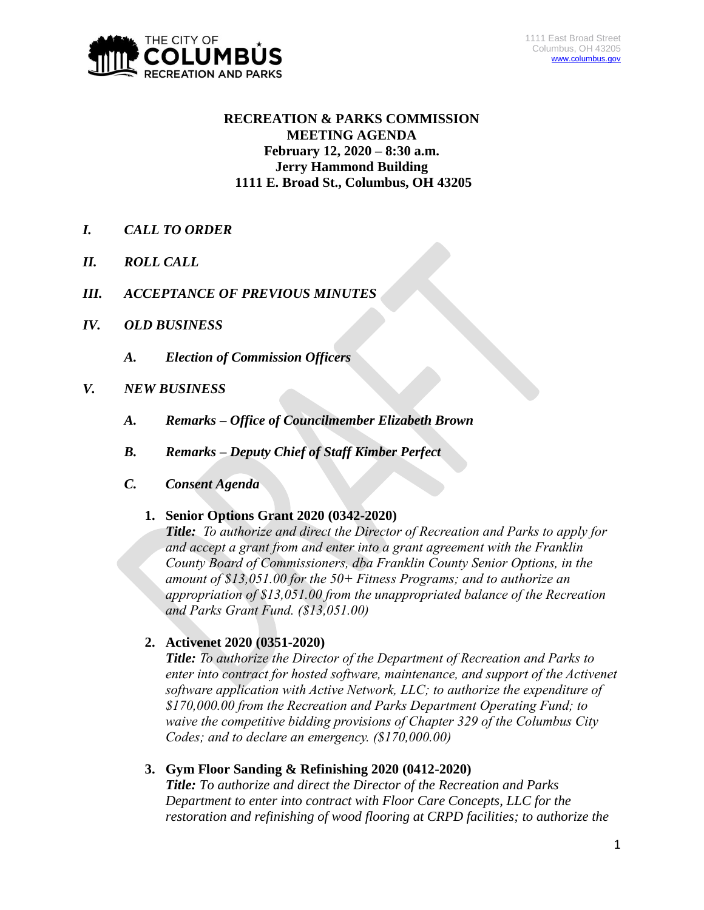THE CITY OF COLUMBUS RECREATION AND PARKS

1111 East Broad Street
Columbus, OH 43205
www.columbus.gov

**RECREATION & PARKS COMMISSION**
**MEETING AGENDA**
**February 12, 2020 – 8:30 a.m.**
**Jerry Hammond Building**
**1111 E. Broad St., Columbus, OH 43205**

***I. CALL TO ORDER***

***II. ROLL CALL***

***III. ACCEPTANCE OF PREVIOUS MINUTES***

***IV. OLD BUSINESS***

***A. Election of Commission Officers***

***V. NEW BUSINESS***

***A. Remarks – Office of Councilmember Elizabeth Brown***

***B. Remarks – Deputy Chief of Staff Kimber Perfect***

***C. Consent Agenda***

1. **Senior Options Grant 2020 (0342-2020)**
   ***Title:*** *To authorize and direct the Director of Recreation and Parks to apply for and accept a grant from and enter into a grant agreement with the Franklin County Board of Commissioners, dba Franklin County Senior Options, in the amount of $13,051.00 for the 50+ Fitness Programs; and to authorize an appropriation of $13,051.00 from the unappropriated balance of the Recreation and Parks Grant Fund. ($13,051.00)*

2. **Activenet 2020 (0351-2020)**
   ***Title:*** *To authorize the Director of the Department of Recreation and Parks to enter into contract for hosted software, maintenance, and support of the Activenet software application with Active Network, LLC; to authorize the expenditure of $170,000.00 from the Recreation and Parks Department Operating Fund; to waive the competitive bidding provisions of Chapter 329 of the Columbus City Codes; and to declare an emergency. ($170,000.00)*

3. **Gym Floor Sanding & Refinishing 2020 (0412-2020)**
   ***Title:*** *To authorize and direct the Director of the Recreation and Parks Department to enter into contract with Floor Care Concepts, LLC for the restoration and refinishing of wood flooring at CRPD facilities; to authorize the*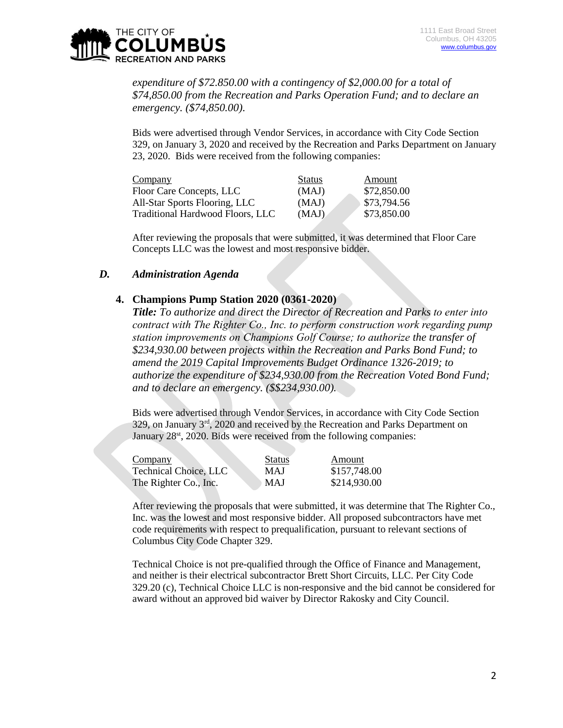*expenditure of $72.850.00 with a contingency of $2,000.00 for a total of $74,850.00 from the Recreation and Parks Operation Fund; and to declare an emergency. ($74,850.00).*

Bids were advertised through Vendor Services, in accordance with City Code Section 329, on January 3, 2020 and received by the Recreation and Parks Department on January 23, 2020. Bids were received from the following companies:

| Company | Status | Amount |
|---|---|---|
| Floor Care Concepts, LLC | (MAJ) | $72,850.00 |
| All-Star Sports Flooring, LLC | (MAJ) | $73,794.56 |
| Traditional Hardwood Floors, LLC | (MAJ) | $73,850.00 |

After reviewing the proposals that were submitted, it was determined that Floor Care Concepts LLC was the lowest and most responsive bidder.

## *D. Administration Agenda*

### 4. Champions Pump Station 2020 (0361-2020)

***Title:*** *To authorize and direct the Director of Recreation and Parks to enter into contract with The Righter Co., Inc. to perform construction work regarding pump station improvements on Champions Golf Course; to authorize the transfer of $234,930.00 between projects within the Recreation and Parks Bond Fund; to amend the 2019 Capital Improvements Budget Ordinance 1326-2019; to authorize the expenditure of $234,930.00 from the Recreation Voted Bond Fund; and to declare an emergency. ($$234,930.00).*

Bids were advertised through Vendor Services, in accordance with City Code Section 329, on January 3rd, 2020 and received by the Recreation and Parks Department on January 28st, 2020. Bids were received from the following companies:

| Company | Status | Amount |
|---|---|---|
| Technical Choice, LLC | MAJ | $157,748.00 |
| The Righter Co., Inc. | MAJ | $214,930.00 |

After reviewing the proposals that were submitted, it was determine that The Righter Co., Inc. was the lowest and most responsive bidder. All proposed subcontractors have met code requirements with respect to prequalification, pursuant to relevant sections of Columbus City Code Chapter 329.

Technical Choice is not pre-qualified through the Office of Finance and Management, and neither is their electrical subcontractor Brett Short Circuits, LLC. Per City Code 329.20 (c), Technical Choice LLC is non-responsive and the bid cannot be considered for award without an approved bid waiver by Director Rakosky and City Council.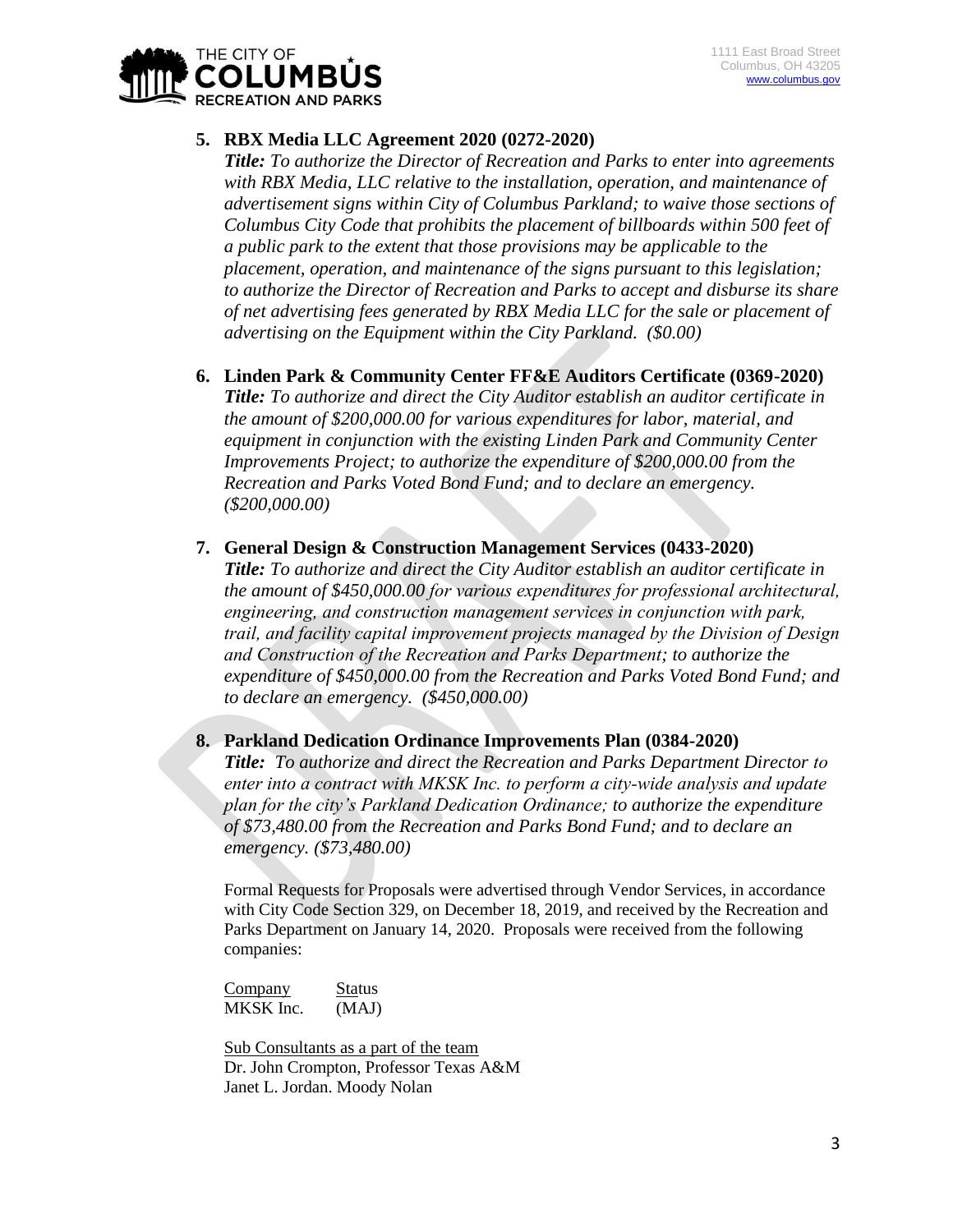5. **RBX Media LLC Agreement 2020 (0272-2020)**
   ***Title:*** *To authorize the Director of Recreation and Parks to enter into agreements with RBX Media, LLC relative to the installation, operation, and maintenance of advertisement signs within City of Columbus Parkland; to waive those sections of Columbus City Code that prohibits the placement of billboards within 500 feet of a public park to the extent that those provisions may be applicable to the placement, operation, and maintenance of the signs pursuant to this legislation; to authorize the Director of Recreation and Parks to accept and disburse its share of net advertising fees generated by RBX Media LLC for the sale or placement of advertising on the Equipment within the City Parkland. ($0.00)*

6. **Linden Park & Community Center FF&E Auditors Certificate (0369-2020)**
   ***Title:*** *To authorize and direct the City Auditor establish an auditor certificate in the amount of $200,000.00 for various expenditures for labor, material, and equipment in conjunction with the existing Linden Park and Community Center Improvements Project; to authorize the expenditure of $200,000.00 from the Recreation and Parks Voted Bond Fund; and to declare an emergency. ($200,000.00)*

7. **General Design & Construction Management Services (0433-2020)**
   ***Title:*** *To authorize and direct the City Auditor establish an auditor certificate in the amount of $450,000.00 for various expenditures for professional architectural, engineering, and construction management services in conjunction with park, trail, and facility capital improvement projects managed by the Division of Design and Construction of the Recreation and Parks Department; to authorize the expenditure of $450,000.00 from the Recreation and Parks Voted Bond Fund; and to declare an emergency. ($450,000.00)*

8. **Parkland Dedication Ordinance Improvements Plan (0384-2020)**
   ***Title:*** *To authorize and direct the Recreation and Parks Department Director to enter into a contract with MKSK Inc. to perform a city-wide analysis and update plan for the city's Parkland Dedication Ordinance; to authorize the expenditure of $73,480.00 from the Recreation and Parks Bond Fund; and to declare an emergency. ($73,480.00)*

   Formal Requests for Proposals were advertised through Vendor Services, in accordance with City Code Section 329, on December 18, 2019, and received by the Recreation and Parks Department on January 14, 2020. Proposals were received from the following companies:

   | Company | Status |
   |---|---|
   | MKSK Inc. | (MAJ) |

   Sub Consultants as a part of the team
   Dr. John Crompton, Professor Texas A&M
   Janet L. Jordan. Moody Nolan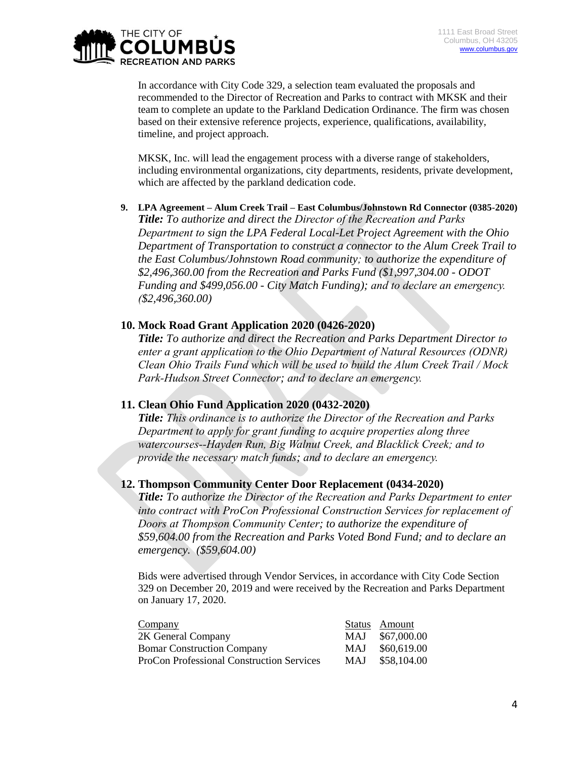In accordance with City Code 329, a selection team evaluated the proposals and recommended to the Director of Recreation and Parks to contract with MKSK and their team to complete an update to the Parkland Dedication Ordinance. The firm was chosen based on their extensive reference projects, experience, qualifications, availability, timeline, and project approach.

MKSK, Inc. will lead the engagement process with a diverse range of stakeholders, including environmental organizations, city departments, residents, private development, which are affected by the parkland dedication code.

9. **LPA Agreement – Alum Creek Trail – East Columbus/Johnstown Rd Connector (0385-2020)**
   ***Title:*** *To authorize and direct the Director of the Recreation and Parks Department to sign the LPA Federal Local-Let Project Agreement with the Ohio Department of Transportation to construct a connector to the Alum Creek Trail to the East Columbus/Johnstown Road community; to authorize the expenditure of $2,496,360.00 from the Recreation and Parks Fund ($1,997,304.00 - ODOT Funding and $499,056.00 - City Match Funding); and to declare an emergency. ($2,496,360.00)*

## 10. Mock Road Grant Application 2020 (0426-2020)

***Title:*** *To authorize and direct the Recreation and Parks Department Director to enter a grant application to the Ohio Department of Natural Resources (ODNR) Clean Ohio Trails Fund which will be used to build the Alum Creek Trail / Mock Park-Hudson Street Connector; and to declare an emergency.*

## 11. Clean Ohio Fund Application 2020 (0432-2020)

***Title:*** *This ordinance is to authorize the Director of the Recreation and Parks Department to apply for grant funding to acquire properties along three watercourses--Hayden Run, Big Walnut Creek, and Blacklick Creek; and to provide the necessary match funds; and to declare an emergency.*

## 12. Thompson Community Center Door Replacement (0434-2020)

***Title:*** *To authorize the Director of the Recreation and Parks Department to enter into contract with ProCon Professional Construction Services for replacement of Doors at Thompson Community Center; to authorize the expenditure of $59,604.00 from the Recreation and Parks Voted Bond Fund; and to declare an emergency. ($59,604.00)*

Bids were advertised through Vendor Services, in accordance with City Code Section 329 on December 20, 2019 and were received by the Recreation and Parks Department on January 17, 2020.

| Company | Status | Amount |
|---|---|---|
| 2K General Company | MAJ | $67,000.00 |
| Bomar Construction Company | MAJ | $60,619.00 |
| ProCon Professional Construction Services | MAJ | $58,104.00 |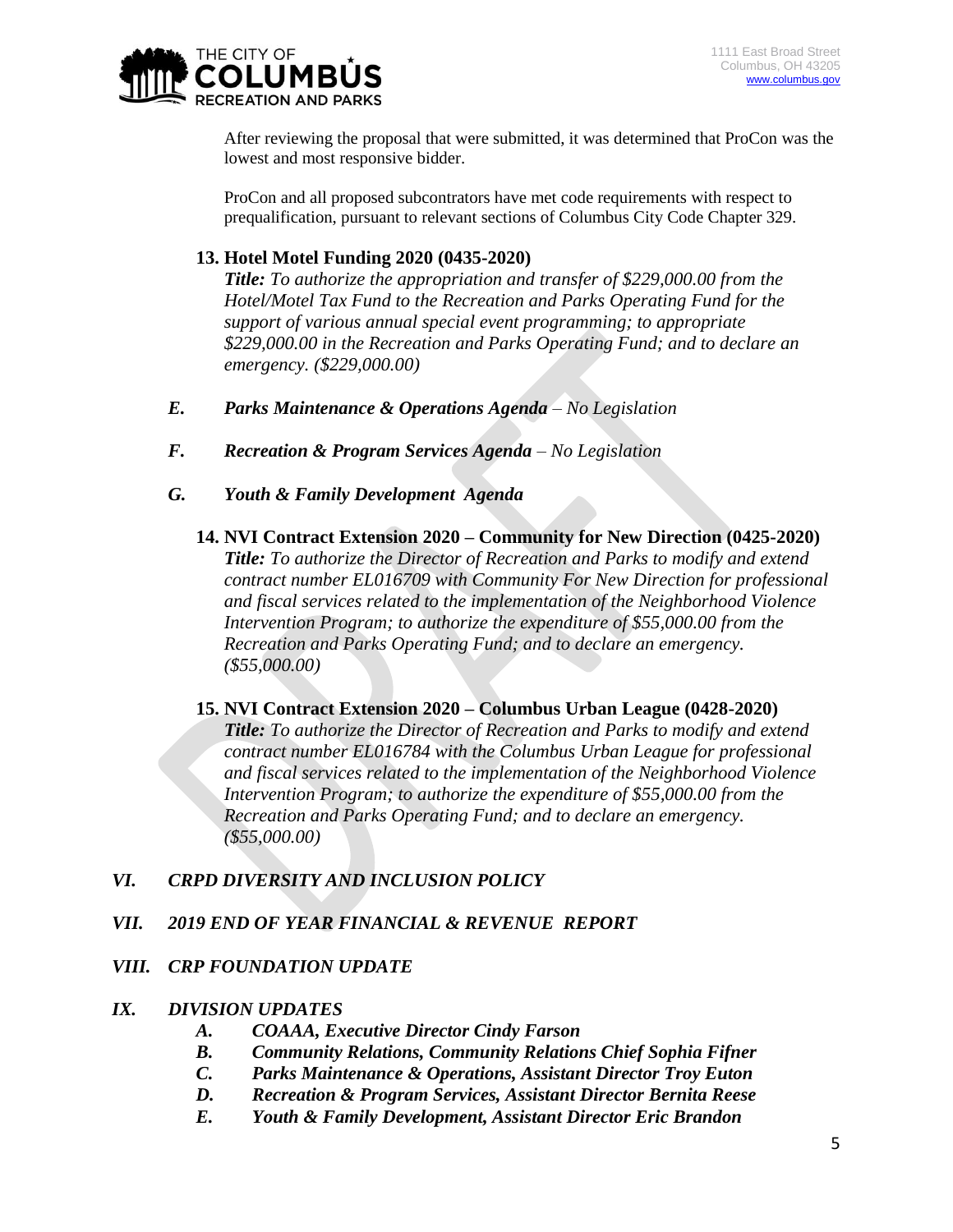After reviewing the proposal that were submitted, it was determined that ProCon was the lowest and most responsive bidder.

ProCon and all proposed subcontrators have met code requirements with respect to prequalification, pursuant to relevant sections of Columbus City Code Chapter 329.

**13. Hotel Motel Funding 2020 (0435-2020)**

***Title:*** *To authorize the appropriation and transfer of $229,000.00 from the Hotel/Motel Tax Fund to the Recreation and Parks Operating Fund for the support of various annual special event programming; to appropriate $229,000.00 in the Recreation and Parks Operating Fund; and to declare an emergency. ($229,000.00)*

***E. Parks Maintenance & Operations Agenda*** *– No Legislation*

***F. Recreation & Program Services Agenda*** *– No Legislation*

***G. Youth & Family Development Agenda***

**14. NVI Contract Extension 2020 – Community for New Direction (0425-2020)**

***Title:*** *To authorize the Director of Recreation and Parks to modify and extend contract number EL016709 with Community For New Direction for professional and fiscal services related to the implementation of the Neighborhood Violence Intervention Program; to authorize the expenditure of $55,000.00 from the Recreation and Parks Operating Fund; and to declare an emergency. ($55,000.00)*

**15. NVI Contract Extension 2020 – Columbus Urban League (0428-2020)**

***Title:*** *To authorize the Director of Recreation and Parks to modify and extend contract number EL016784 with the Columbus Urban League for professional and fiscal services related to the implementation of the Neighborhood Violence Intervention Program; to authorize the expenditure of $55,000.00 from the Recreation and Parks Operating Fund; and to declare an emergency. ($55,000.00)*

***VI. CRPD DIVERSITY AND INCLUSION POLICY***

***VII. 2019 END OF YEAR FINANCIAL & REVENUE REPORT***

***VIII. CRP FOUNDATION UPDATE***

***IX. DIVISION UPDATES***

- ***A. COAAA, Executive Director Cindy Farson***
- ***B. Community Relations, Community Relations Chief Sophia Fifner***
- ***C. Parks Maintenance & Operations, Assistant Director Troy Euton***
- ***D. Recreation & Program Services, Assistant Director Bernita Reese***
- ***E. Youth & Family Development, Assistant Director Eric Brandon***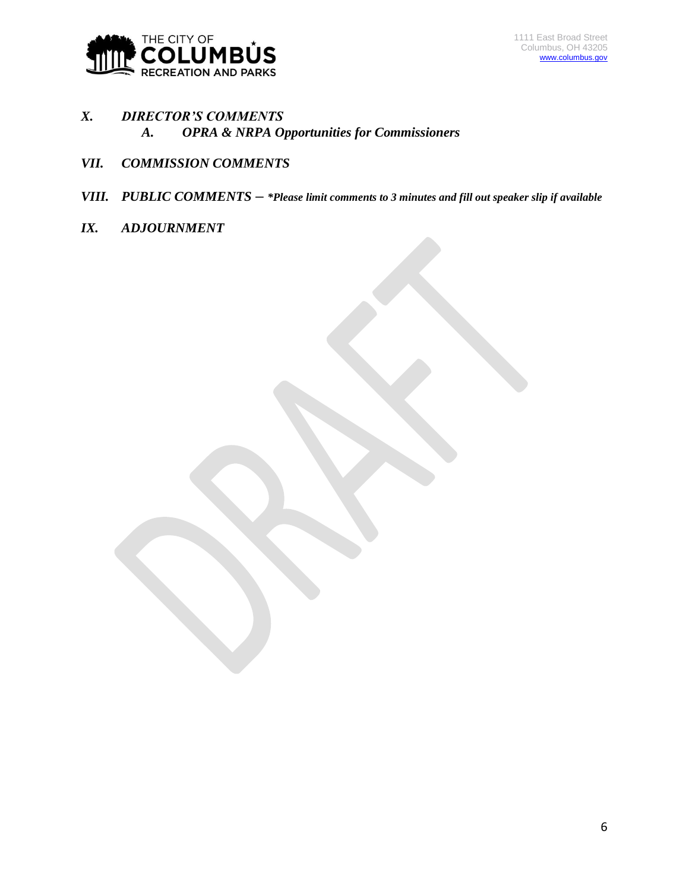*X. DIRECTOR'S COMMENTS*

*A. OPRA & NRPA Opportunities for Commissioners*

*VII. COMMISSION COMMENTS*

*VIII. PUBLIC COMMENTS – *Please limit comments to 3 minutes and fill out speaker slip if available*

*IX. ADJOURNMENT*